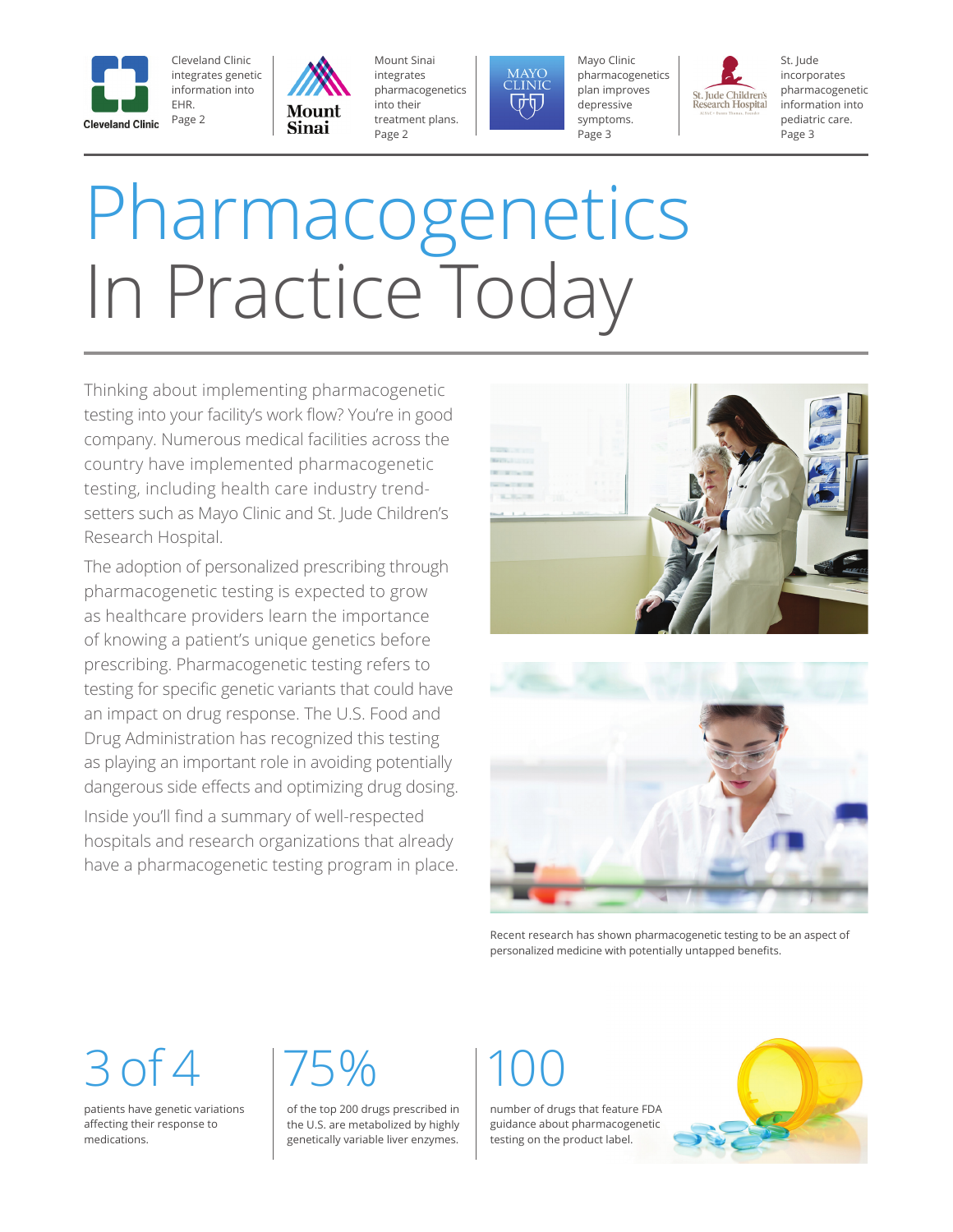Cleveland Clinic integrates genetic information into EHR. Page 2

Mount Sinai integrates pharmacogenetics into their treatment plans. Page 2

Mayo Clinic pharmacogenetics plan improves depressive symptoms. Page 3

St. Jude incorporates pharmacogenetic information into pediatric care. Page 3

# Pharmacogenetics In Practice Today

Thinking about implementing pharmacogenetic testing into your facility's work flow? You're in good company. Numerous medical facilities across the country have implemented pharmacogenetic testing, including health care industry trend-setters such as Mayo Clinic and St. Jude Children's Research Hospital.

The adoption of personalized prescribing through pharmacogenetic testing is expected to grow as healthcare providers learn the importance of knowing a patient's unique genetics before prescribing. Pharmacogenetic testing refers to testing for specific genetic variants that could have an impact on drug response. The U.S. Food and Drug Administration has recognized this testing as playing an important role in avoiding potentially dangerous side effects and optimizing drug dosing.

Inside you'll find a summary of well-respected hospitals and research organizations that already have a pharmacogenetic testing program in place.

Recent research has shown pharmacogenetic testing to be an aspect of personalized medicine with potentially untapped benefits.

**3 of 4**

patients have genetic variations affecting their response to medications.

**75%**

of the top 200 drugs prescribed in the U.S. are metabolized by highly genetically variable liver enzymes.

**100**

number of drugs that feature FDA guidance about pharmacogenetic testing on the product label.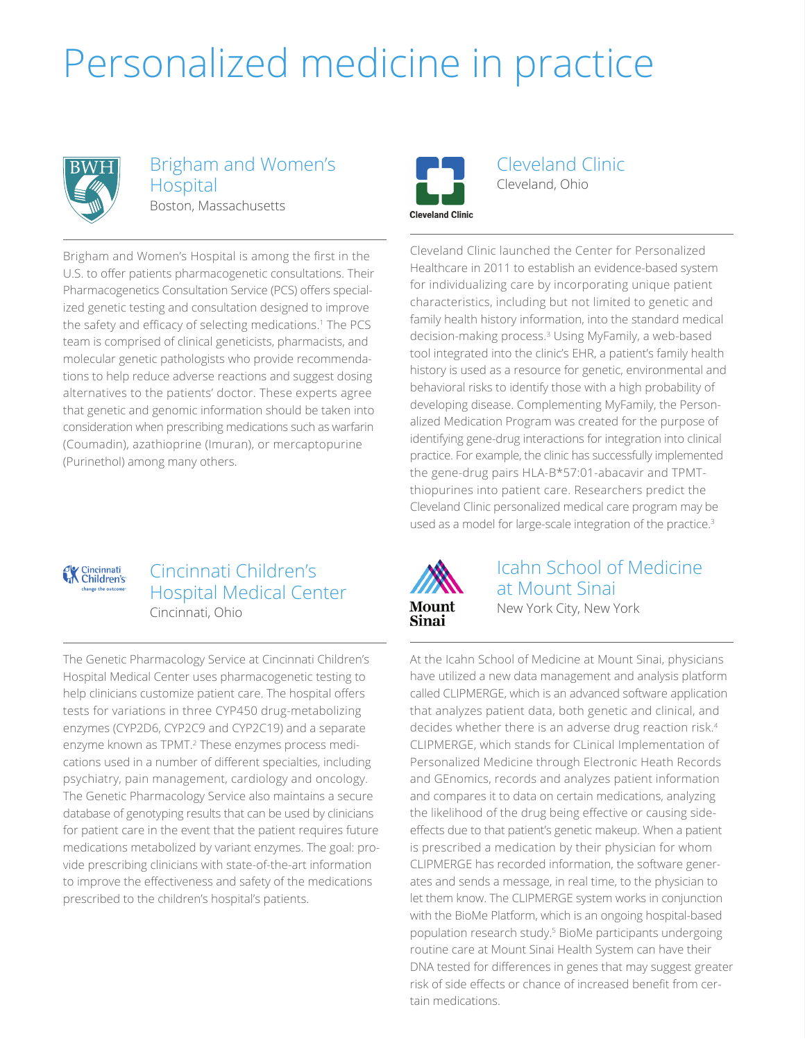# Personalized medicine in practice

## Brigham and Women's Hospital

Boston, Massachusetts

Brigham and Women's Hospital is among the first in the U.S. to offer patients pharmacogenetic consultations. Their Pharmacogenetics Consultation Service (PCS) offers specialized genetic testing and consultation designed to improve the safety and efficacy of selecting medications.[1] The PCS team is comprised of clinical geneticists, pharmacists, and molecular genetic pathologists who provide recommendations to help reduce adverse reactions and suggest dosing alternatives to the patients' doctor. These experts agree that genetic and genomic information should be taken into consideration when prescribing medications such as warfarin (Coumadin), azathioprine (Imuran), or mercaptopurine (Purinethol) among many others.

## Cleveland Clinic

Cleveland, Ohio

Cleveland Clinic launched the Center for Personalized Healthcare in 2011 to establish an evidence-based system for individualizing care by incorporating unique patient characteristics, including but not limited to genetic and family health history information, into the standard medical decision-making process.[3] Using MyFamily, a web-based tool integrated into the clinic's EHR, a patient's family health history is used as a resource for genetic, environmental and behavioral risks to identify those with a high probability of developing disease. Complementing MyFamily, the Personalized Medication Program was created for the purpose of identifying gene-drug interactions for integration into clinical practice. For example, the clinic has successfully implemented the gene-drug pairs HLA-B*57:01-abacavir and TPMT-thiopurines into patient care. Researchers predict the Cleveland Clinic personalized medical care program may be used as a model for large-scale integration of the practice.[3]

## Cincinnati Children's Hospital Medical Center

Cincinnati, Ohio

The Genetic Pharmacology Service at Cincinnati Children's Hospital Medical Center uses pharmacogenetic testing to help clinicians customize patient care. The hospital offers tests for variations in three CYP450 drug-metabolizing enzymes (CYP2D6, CYP2C9 and CYP2C19) and a separate enzyme known as TPMT.[2] These enzymes process medications used in a number of different specialties, including psychiatry, pain management, cardiology and oncology. The Genetic Pharmacology Service also maintains a secure database of genotyping results that can be used by clinicians for patient care in the event that the patient requires future medications metabolized by variant enzymes. The goal: provide prescribing clinicians with state-of-the-art information to improve the effectiveness and safety of the medications prescribed to the children's hospital's patients.

## Icahn School of Medicine at Mount Sinai

New York City, New York

At the Icahn School of Medicine at Mount Sinai, physicians have utilized a new data management and analysis platform called CLIPMERGE, which is an advanced software application that analyzes patient data, both genetic and clinical, and decides whether there is an adverse drug reaction risk.[4] CLIPMERGE, which stands for CLinical Implementation of Personalized Medicine through Electronic Heath Records and GEnomics, records and analyzes patient information and compares it to data on certain medications, analyzing the likelihood of the drug being effective or causing side-effects due to that patient's genetic makeup. When a patient is prescribed a medication by their physician for whom CLIPMERGE has recorded information, the software generates and sends a message, in real time, to the physician to let them know. The CLIPMERGE system works in conjunction with the BioMe Platform, which is an ongoing hospital-based population research study.[5] BioMe participants undergoing routine care at Mount Sinai Health System can have their DNA tested for differences in genes that may suggest greater risk of side effects or chance of increased benefit from certain medications.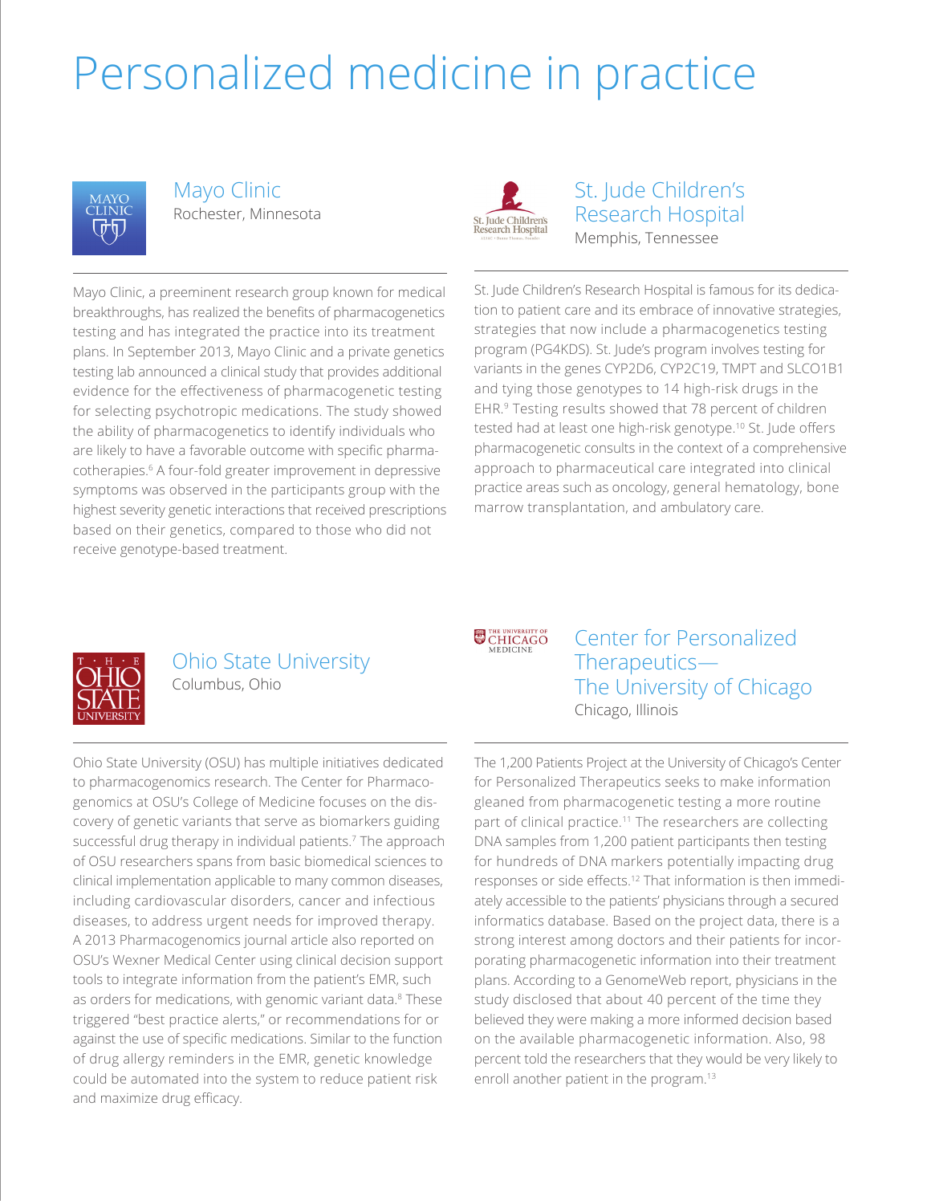# Personalized medicine in practice

## Mayo Clinic

Rochester, Minnesota

Mayo Clinic, a preeminent research group known for medical breakthroughs, has realized the benefits of pharmacogenetics testing and has integrated the practice into its treatment plans. In September 2013, Mayo Clinic and a private genetics testing lab announced a clinical study that provides additional evidence for the effectiveness of pharmacogenetic testing for selecting psychotropic medications. The study showed the ability of pharmacogenetics to identify individuals who are likely to have a favorable outcome with specific pharmacotherapies.[6] A four-fold greater improvement in depressive symptoms was observed in the participants group with the highest severity genetic interactions that received prescriptions based on their genetics, compared to those who did not receive genotype-based treatment.

## St. Jude Children's Research Hospital

Memphis, Tennessee

St. Jude Children's Research Hospital is famous for its dedication to patient care and its embrace of innovative strategies, strategies that now include a pharmacogenetics testing program (PG4KDS). St. Jude's program involves testing for variants in the genes CYP2D6, CYP2C19, TMPT and SLCO1B1 and tying those genotypes to 14 high-risk drugs in the EHR.[9] Testing results showed that 78 percent of children tested had at least one high-risk genotype.[10] St. Jude offers pharmacogenetic consults in the context of a comprehensive approach to pharmaceutical care integrated into clinical practice areas such as oncology, general hematology, bone marrow transplantation, and ambulatory care.

## Ohio State University

Columbus, Ohio

Ohio State University (OSU) has multiple initiatives dedicated to pharmacogenomics research. The Center for Pharmacogenomics at OSU's College of Medicine focuses on the discovery of genetic variants that serve as biomarkers guiding successful drug therapy in individual patients.[7] The approach of OSU researchers spans from basic biomedical sciences to clinical implementation applicable to many common diseases, including cardiovascular disorders, cancer and infectious diseases, to address urgent needs for improved therapy. A 2013 Pharmacogenomics journal article also reported on OSU's Wexner Medical Center using clinical decision support tools to integrate information from the patient's EMR, such as orders for medications, with genomic variant data.[8] These triggered "best practice alerts," or recommendations for or against the use of specific medications. Similar to the function of drug allergy reminders in the EMR, genetic knowledge could be automated into the system to reduce patient risk and maximize drug efficacy.

## Center for Personalized Therapeutics— The University of Chicago

Chicago, Illinois

The 1,200 Patients Project at the University of Chicago's Center for Personalized Therapeutics seeks to make information gleaned from pharmacogenetic testing a more routine part of clinical practice.[11] The researchers are collecting DNA samples from 1,200 patient participants then testing for hundreds of DNA markers potentially impacting drug responses or side effects.[12] That information is then immediately accessible to the patients' physicians through a secured informatics database. Based on the project data, there is a strong interest among doctors and their patients for incorporating pharmacogenetic information into their treatment plans. According to a GenomeWeb report, physicians in the study disclosed that about 40 percent of the time they believed they were making a more informed decision based on the available pharmacogenetic information. Also, 98 percent told the researchers that they would be very likely to enroll another patient in the program.[13]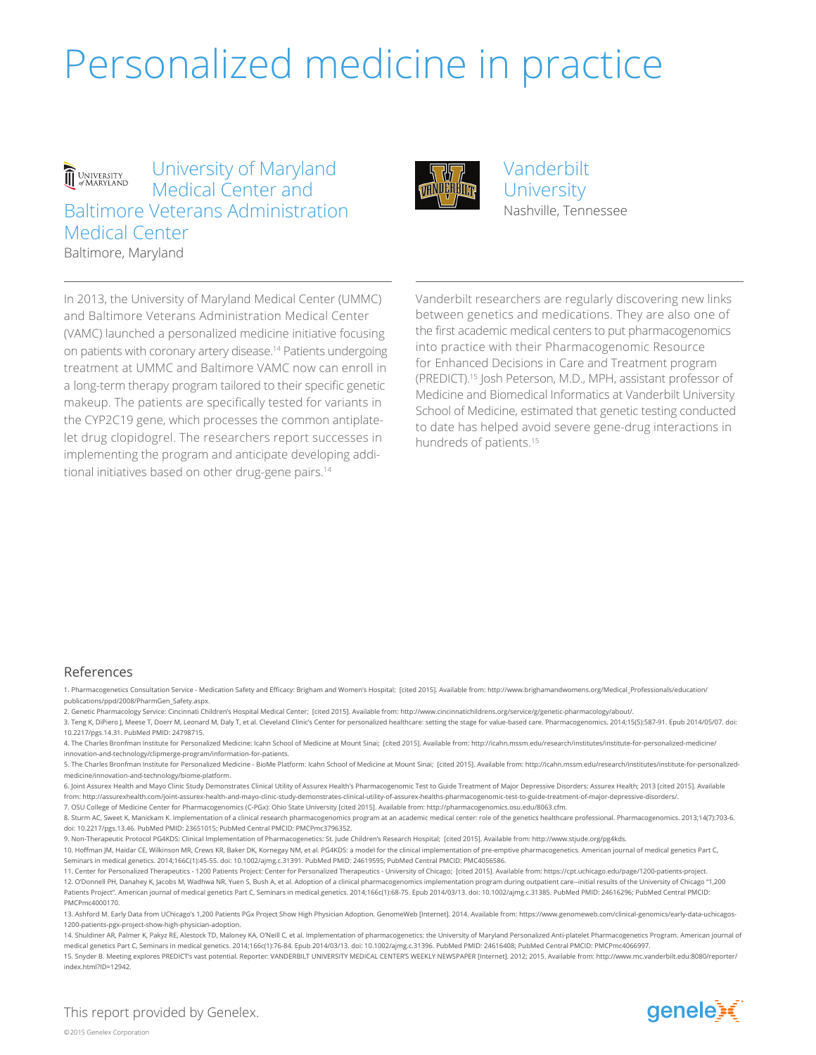# Personalized medicine in practice

## University of Maryland Medical Center and Baltimore Veterans Administration Medical Center

Baltimore, Maryland

In 2013, the University of Maryland Medical Center (UMMC) and Baltimore Veterans Administration Medical Center (VAMC) launched a personalized medicine initiative focusing on patients with coronary artery disease.[14] Patients undergoing treatment at UMMC and Baltimore VAMC now can enroll in a long-term therapy program tailored to their specific genetic makeup. The patients are specifically tested for variants in the CYP2C19 gene, which processes the common antiplatelet drug clopidogrel. The researchers report successes in implementing the program and anticipate developing additional initiatives based on other drug-gene pairs.[14]

## Vanderbilt University

Nashville, Tennessee

Vanderbilt researchers are regularly discovering new links between genetics and medications. They are also one of the first academic medical centers to put pharmacogenomics into practice with their Pharmacogenomic Resource for Enhanced Decisions in Care and Treatment program (PREDICT).[15] Josh Peterson, M.D., MPH, assistant professor of Medicine and Biomedical Informatics at Vanderbilt University School of Medicine, estimated that genetic testing conducted to date has helped avoid severe gene-drug interactions in hundreds of patients.[15]

## References

1. Pharmacogenetics Consultation Service - Medication Safety and Efficacy: Brigham and Women's Hospital; [cited 2015]. Available from: http://www.brighamandwomens.org/Medical_Professionals/education/publications/ppd/2008/PharmGen_Safety.aspx.
2. Genetic Pharmacology Service: Cincinnati Children's Hospital Medical Center; [cited 2015]. Available from: http://www.cincinnatichildrens.org/service/g/genetic-pharmacology/about/.
3. Teng K, DiPiero J, Meese T, Doerr M, Leonard M, Daly T, et al. Cleveland Clinic's Center for personalized healthcare: setting the stage for value-based care. Pharmacogenomics. 2014;15(5):587-91. Epub 2014/05/07. doi: 10.2217/pgs.14.31. PubMed PMID: 24798715.
4. The Charles Bronfman Institute for Personalized Medicine: Icahn School of Medicine at Mount Sinai; [cited 2015]. Available from: http://icahn.mssm.edu/research/institutes/institute-for-personalized-medicine/innovation-and-technology/clipmerge-program/information-for-patients.
5. The Charles Bronfman Institute for Personalized Medicine - BioMe Platform: Icahn School of Medicine at Mount Sinai; [cited 2015]. Available from: http://icahn.mssm.edu/research/institutes/institute-for-personalized-medicine/innovation-and-technology/biome-platform.
6. Joint Assurex Health and Mayo Clinic Study Demonstrates Clinical Utility of Assurex Health's Pharmacogenomic Test to Guide Treatment of Major Depressive Disorders: Assurex Health; 2013 [cited 2015]. Available from: http://assurexhealth.com/joint-assurex-health-and-mayo-clinic-study-demonstrates-clinical-utility-of-assurex-healths-pharmacogenomic-test-to-guide-treatment-of-major-depressive-disorders/.
7. OSU College of Medicine Center for Pharmacogenomics (C-PGx): Ohio State University [cited 2015]. Available from: http://pharmacogenomics.osu.edu/8063.cfm.
8. Sturm AC, Sweet K, Manickam K. Implementation of a clinical research pharmacogenomics program at an academic medical center: role of the genetics healthcare professional. Pharmacogenomics. 2013;14(7):703-6. doi: 10.2217/pgs.13.46. PubMed PMID: 23651015; PubMed Central PMCID: PMCPmc3796352.
9. Non-Therapeutic Protocol PG4KDS: Clinical Implementation of Pharmacogenetics: St. Jude Children's Research Hospital; [cited 2015]. Available from: http://www.stjude.org/pg4kds.
10. Hoffman JM, Haidar CE, Wilkinson MR, Crews KR, Baker DK, Kornegay NM, et al. PG4KDS: a model for the clinical implementation of pre-emptive pharmacogenetics. American journal of medical genetics Part C, Seminars in medical genetics. 2014;166C(1):45-55. doi: 10.1002/ajmg.c.31391. PubMed PMID: 24619595; PubMed Central PMCID: PMC4056586.
11. Center for Personalized Therapeutics - 1200 Patients Project: Center for Personalized Therapeutics - University of Chicago; [cited 2015]. Available from: https://cpt.uchicago.edu/page/1200-patients-project.
12. O'Donnell PH, Danahey K, Jacobs M, Wadhwa NR, Yuen S, Bush A, et al. Adoption of a clinical pharmacogenomics implementation program during outpatient care--initial results of the University of Chicago "1,200 Patients Project". American journal of medical genetics Part C, Seminars in medical genetics. 2014;166c(1):68-75. Epub 2014/03/13. doi: 10.1002/ajmg.c.31385. PubMed PMID: 24616296; PubMed Central PMCID: PMCPmc4000170.
13. Ashford M. Early Data from UChicago's 1,200 Patients PGx Project Show High Physician Adoption. GenomeWeb [Internet]. 2014. Available from: https://www.genomeweb.com/clinical-genomics/early-data-uchicagos-1200-patients-pgx-project-show-high-physician-adoption.
14. Shuldiner AR, Palmer K, Pakyz RE, Alestock TD, Maloney KA, O'Neill C, et al. Implementation of pharmacogenetics: the University of Maryland Personalized Anti-platelet Pharmacogenetics Program. American journal of medical genetics Part C, Seminars in medical genetics. 2014;166c(1):76-84. Epub 2014/03/13. doi: 10.1002/ajmg.c.31396. PubMed PMID: 24616408; PubMed Central PMCID: PMCPmc4066997.
15. Snyder B. Meeting explores PREDICT's vast potential. Reporter: VANDERBILT UNIVERSITY MEDICAL CENTER'S WEEKLY NEWSPAPER [Internet]. 2012; 2015. Available from: http://www.mc.vanderbilt.edu:8080/reporter/index.html?ID=12942.

This report provided by Genelex.

©2015 Genelex Corporation